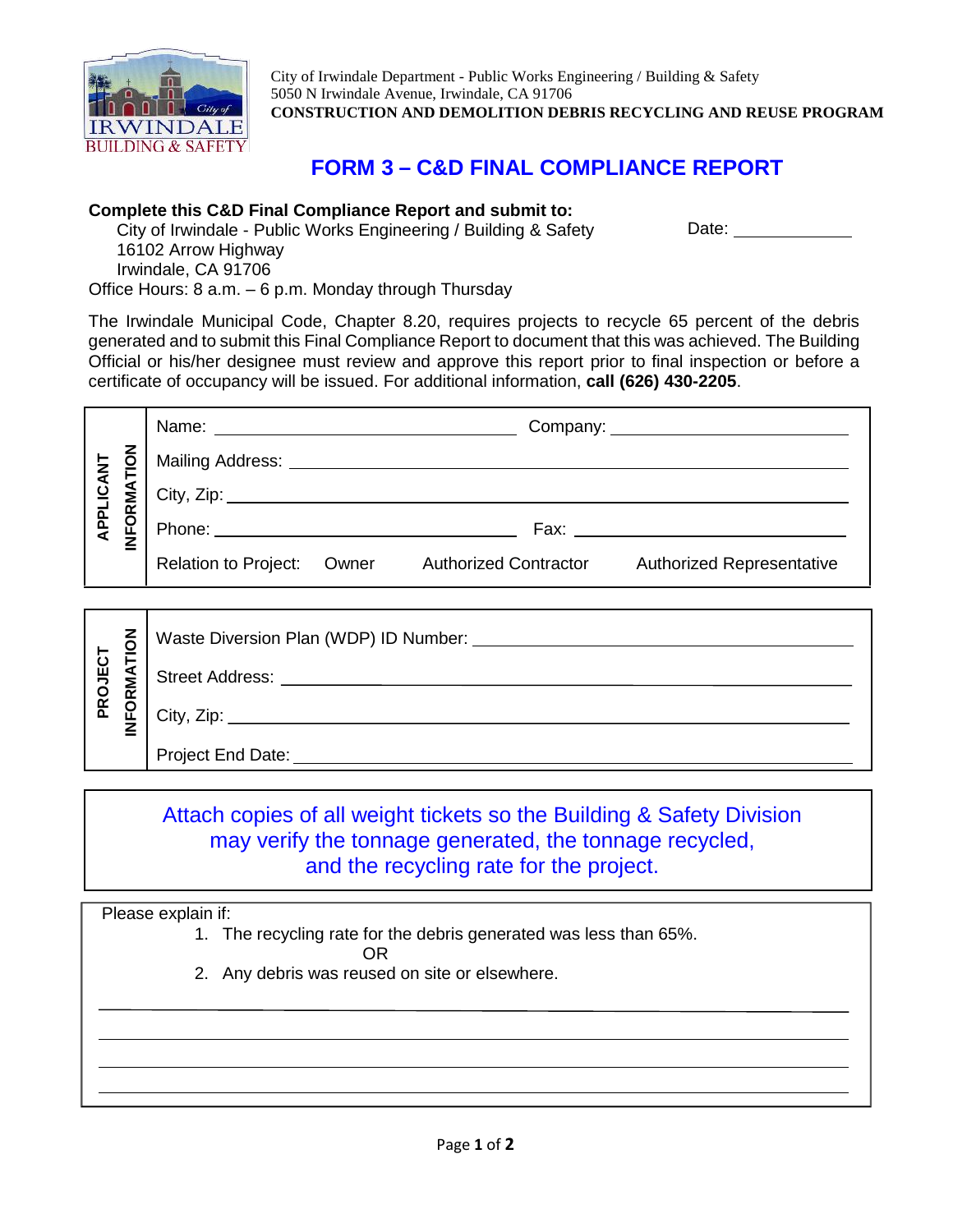City of Irwindale Department - Public Works Engineering / Building & Safety
5050 N Irwindale Avenue, Irwindale, CA 91706
**CONSTRUCTION AND DEMOLITION DEBRIS RECYCLING AND REUSE PROGRAM**

# FORM 3 – C&D FINAL COMPLIANCE REPORT

**Complete this C&D Final Compliance Report and submit to:**

City of Irwindale - Public Works Engineering / Building & Safety
16102 Arrow Highway
Irwindale, CA 91706

Date: ____________

Office Hours: 8 a.m. – 6 p.m. Monday through Thursday

The Irwindale Municipal Code, Chapter 8.20, requires projects to recycle 65 percent of the debris generated and to submit this Final Compliance Report to document that this was achieved. The Building Official or his/her designee must review and approve this report prior to final inspection or before a certificate of occupancy will be issued. For additional information, **call (626) 430-2205**.

**APPLICANT INFORMATION**

Name: ______________________________ Company: ______________________________

Mailing Address: ______________________________

City, Zip: ______________________________

Phone: ______________________________ Fax: ______________________________

Relation to Project: Owner Authorized Contractor Authorized Representative

**PROJECT INFORMATION**

Waste Diversion Plan (WDP) ID Number: ______________________________

Street Address: ______________________________

City, Zip: ______________________________

Project End Date: ______________________________

Attach copies of all weight tickets so the Building & Safety Division may verify the tonnage generated, the tonnage recycled, and the recycling rate for the project.

Please explain if:

1. The recycling rate for the debris generated was less than 65%.

   OR

2. Any debris was reused on site or elsewhere.

______________________________________________________________________

______________________________________________________________________

______________________________________________________________________

______________________________________________________________________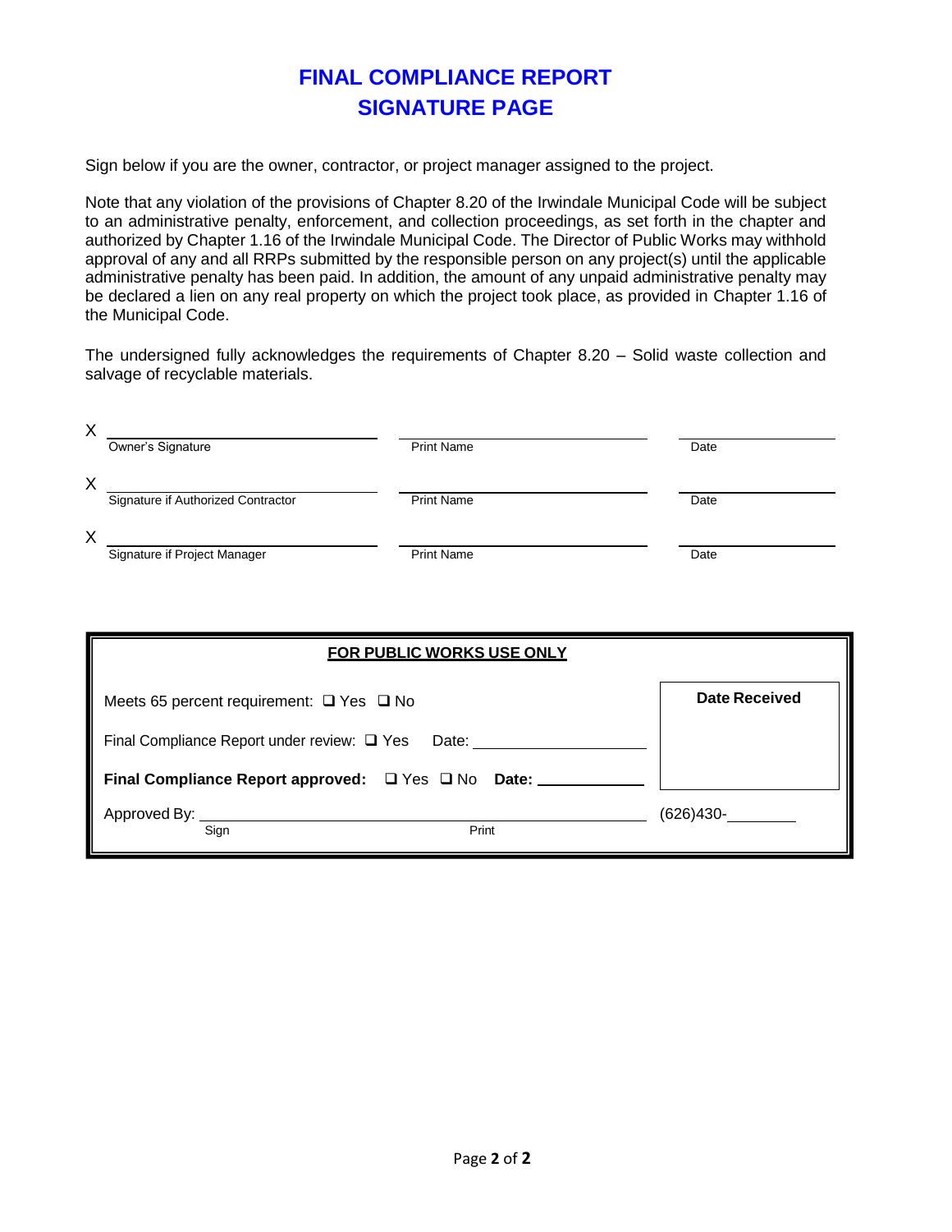# FINAL COMPLIANCE REPORT
# SIGNATURE PAGE

Sign below if you are the owner, contractor, or project manager assigned to the project.

Note that any violation of the provisions of Chapter 8.20 of the Irwindale Municipal Code will be subject to an administrative penalty, enforcement, and collection proceedings, as set forth in the chapter and authorized by Chapter 1.16 of the Irwindale Municipal Code. The Director of Public Works may withhold approval of any and all RRPs submitted by the responsible person on any project(s) until the applicable administrative penalty has been paid. In addition, the amount of any unpaid administrative penalty may be declared a lien on any real property on which the project took place, as provided in Chapter 1.16 of the Municipal Code.

The undersigned fully acknowledges the requirements of Chapter 8.20 – Solid waste collection and salvage of recyclable materials.

X \_\_\_\_\_\_\_\_\_\_\_\_\_\_\_\_\_\_\_\_\_\_\_\_ \_\_\_\_\_\_\_\_\_\_\_\_\_\_\_\_\_\_\_\_\_\_\_\_ \_\_\_\_\_\_\_\_\_\_\_\_\_\_
Owner's Signature | Print Name | Date

X \_\_\_\_\_\_\_\_\_\_\_\_\_\_\_\_\_\_\_\_\_\_\_\_ \_\_\_\_\_\_\_\_\_\_\_\_\_\_\_\_\_\_\_\_\_\_\_\_ \_\_\_\_\_\_\_\_\_\_\_\_\_\_
Signature if Authorized Contractor | Print Name | Date

X \_\_\_\_\_\_\_\_\_\_\_\_\_\_\_\_\_\_\_\_\_\_\_\_ \_\_\_\_\_\_\_\_\_\_\_\_\_\_\_\_\_\_\_\_\_\_\_\_ \_\_\_\_\_\_\_\_\_\_\_\_\_\_
Signature if Project Manager | Print Name | Date

**FOR PUBLIC WORKS USE ONLY**

Meets 65 percent requirement: ❑ Yes ❑ No

Final Compliance Report under review: ❑ Yes Date: \_\_\_\_\_\_\_\_\_\_\_\_\_\_\_\_

**Final Compliance Report approved:** ❑ Yes ❑ No **Date:** \_\_\_\_\_\_\_\_\_\_\_\_

Approved By: \_\_\_\_\_\_\_\_\_\_\_\_\_\_\_\_\_\_\_\_\_\_\_\_\_\_\_\_\_\_\_\_\_\_\_\_\_\_\_\_
Sign | Print

(626)430-\_\_\_\_\_\_\_\_

**Date Received**